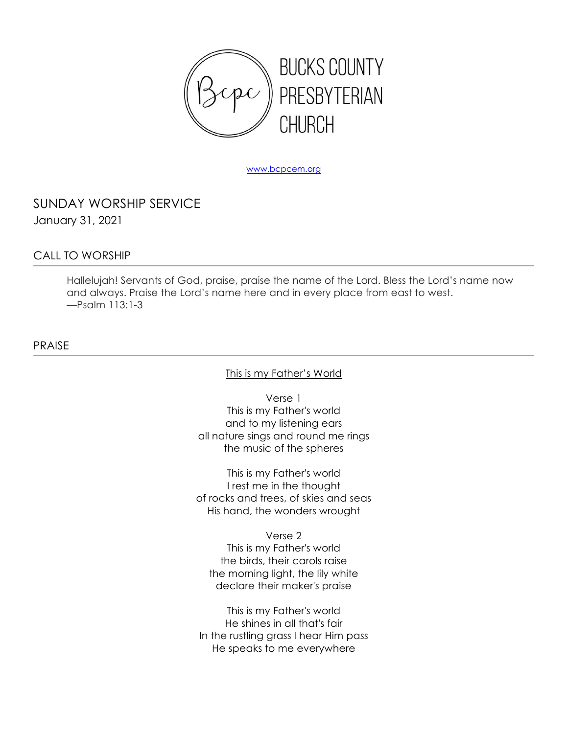# BUCKS COUNTY PRESBYTERIAN CHURCH

www.bcpcem.org

## SUNDAY WORSHIP SERVICE

January 31, 2021

### CALL TO WORSHIP

Hallelujah! Servants of God, praise, praise the name of the Lord. Bless the Lord's name now and always. Praise the Lord's name here and in every place from east to west.
—Psalm 113:1-3

### PRAISE

This is my Father's World

Verse 1
This is my Father's world
and to my listening ears
all nature sings and round me rings
the music of the spheres

This is my Father's world
I rest me in the thought
of rocks and trees, of skies and seas
His hand, the wonders wrought

Verse 2
This is my Father's world
the birds, their carols raise
the morning light, the lily white
declare their maker's praise

This is my Father's world
He shines in all that's fair
In the rustling grass I hear Him pass
He speaks to me everywhere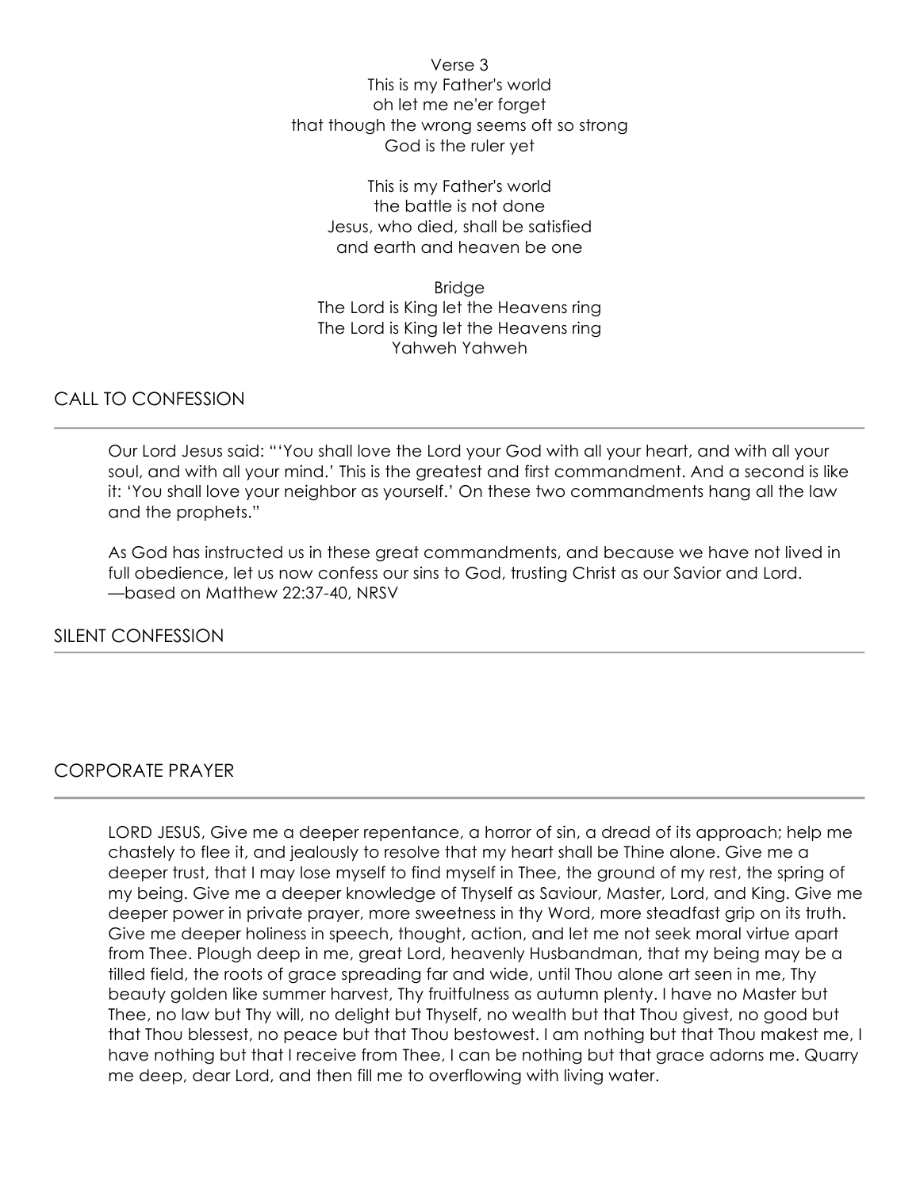Verse 3
This is my Father's world
oh let me ne'er forget
that though the wrong seems oft so strong
God is the ruler yet

This is my Father's world
the battle is not done
Jesus, who died, shall be satisfied
and earth and heaven be one

Bridge
The Lord is King let the Heavens ring
The Lord is King let the Heavens ring
Yahweh Yahweh

## CALL TO CONFESSION

Our Lord Jesus said: "'You shall love the Lord your God with all your heart, and with all your soul, and with all your mind.' This is the greatest and first commandment. And a second is like it: 'You shall love your neighbor as yourself.' On these two commandments hang all the law and the prophets."

As God has instructed us in these great commandments, and because we have not lived in full obedience, let us now confess our sins to God, trusting Christ as our Savior and Lord.
—based on Matthew 22:37-40, NRSV

## SILENT CONFESSION

## CORPORATE PRAYER

LORD JESUS, Give me a deeper repentance, a horror of sin, a dread of its approach; help me chastely to flee it, and jealously to resolve that my heart shall be Thine alone. Give me a deeper trust, that I may lose myself to find myself in Thee, the ground of my rest, the spring of my being. Give me a deeper knowledge of Thyself as Saviour, Master, Lord, and King. Give me deeper power in private prayer, more sweetness in thy Word, more steadfast grip on its truth. Give me deeper holiness in speech, thought, action, and let me not seek moral virtue apart from Thee. Plough deep in me, great Lord, heavenly Husbandman, that my being may be a tilled field, the roots of grace spreading far and wide, until Thou alone art seen in me, Thy beauty golden like summer harvest, Thy fruitfulness as autumn plenty. I have no Master but Thee, no law but Thy will, no delight but Thyself, no wealth but that Thou givest, no good but that Thou blessest, no peace but that Thou bestowest. I am nothing but that Thou makest me, I have nothing but that I receive from Thee, I can be nothing but that grace adorns me. Quarry me deep, dear Lord, and then fill me to overflowing with living water.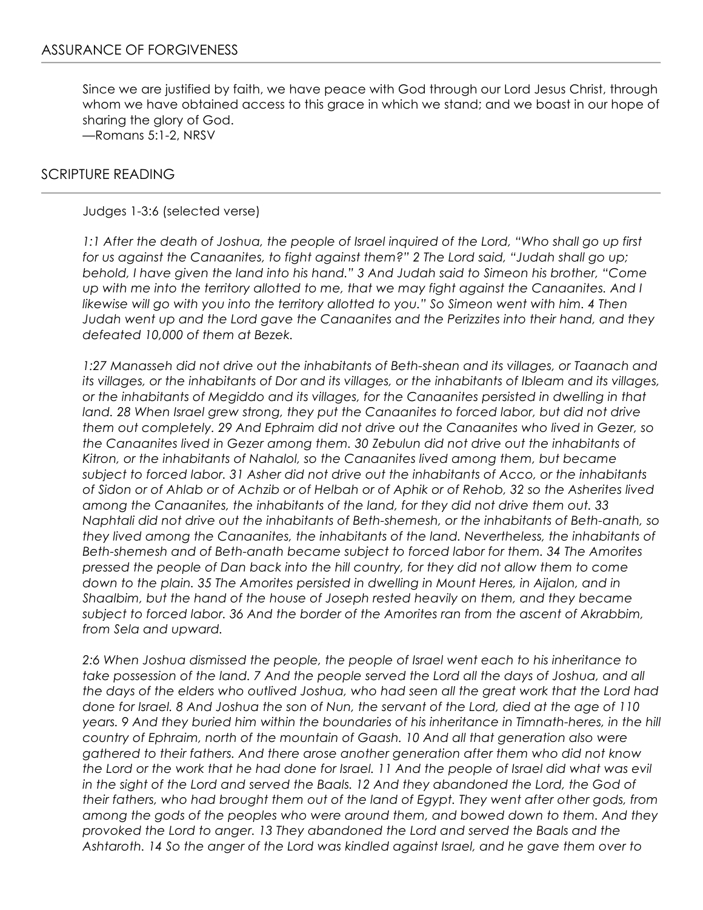## ASSURANCE OF FORGIVENESS

Since we are justified by faith, we have peace with God through our Lord Jesus Christ, through whom we have obtained access to this grace in which we stand; and we boast in our hope of sharing the glory of God.
—Romans 5:1-2, NRSV

## SCRIPTURE READING

Judges 1-3:6 (selected verse)

*1:1 After the death of Joshua, the people of Israel inquired of the Lord, "Who shall go up first for us against the Canaanites, to fight against them?" 2 The Lord said, "Judah shall go up; behold, I have given the land into his hand." 3 And Judah said to Simeon his brother, "Come up with me into the territory allotted to me, that we may fight against the Canaanites. And I likewise will go with you into the territory allotted to you." So Simeon went with him. 4 Then Judah went up and the Lord gave the Canaanites and the Perizzites into their hand, and they defeated 10,000 of them at Bezek.*

*1:27 Manasseh did not drive out the inhabitants of Beth-shean and its villages, or Taanach and its villages, or the inhabitants of Dor and its villages, or the inhabitants of Ibleam and its villages, or the inhabitants of Megiddo and its villages, for the Canaanites persisted in dwelling in that land. 28 When Israel grew strong, they put the Canaanites to forced labor, but did not drive them out completely. 29 And Ephraim did not drive out the Canaanites who lived in Gezer, so the Canaanites lived in Gezer among them. 30 Zebulun did not drive out the inhabitants of Kitron, or the inhabitants of Nahalol, so the Canaanites lived among them, but became subject to forced labor. 31 Asher did not drive out the inhabitants of Acco, or the inhabitants of Sidon or of Ahlab or of Achzib or of Helbah or of Aphik or of Rehob, 32 so the Asherites lived among the Canaanites, the inhabitants of the land, for they did not drive them out. 33 Naphtali did not drive out the inhabitants of Beth-shemesh, or the inhabitants of Beth-anath, so they lived among the Canaanites, the inhabitants of the land. Nevertheless, the inhabitants of Beth-shemesh and of Beth-anath became subject to forced labor for them. 34 The Amorites pressed the people of Dan back into the hill country, for they did not allow them to come down to the plain. 35 The Amorites persisted in dwelling in Mount Heres, in Aijalon, and in Shaalbim, but the hand of the house of Joseph rested heavily on them, and they became subject to forced labor. 36 And the border of the Amorites ran from the ascent of Akrabbim, from Sela and upward.*

*2:6 When Joshua dismissed the people, the people of Israel went each to his inheritance to take possession of the land. 7 And the people served the Lord all the days of Joshua, and all the days of the elders who outlived Joshua, who had seen all the great work that the Lord had done for Israel. 8 And Joshua the son of Nun, the servant of the Lord, died at the age of 110 years. 9 And they buried him within the boundaries of his inheritance in Timnath-heres, in the hill country of Ephraim, north of the mountain of Gaash. 10 And all that generation also were gathered to their fathers. And there arose another generation after them who did not know the Lord or the work that he had done for Israel. 11 And the people of Israel did what was evil in the sight of the Lord and served the Baals. 12 And they abandoned the Lord, the God of their fathers, who had brought them out of the land of Egypt. They went after other gods, from among the gods of the peoples who were around them, and bowed down to them. And they provoked the Lord to anger. 13 They abandoned the Lord and served the Baals and the Ashtaroth. 14 So the anger of the Lord was kindled against Israel, and he gave them over to*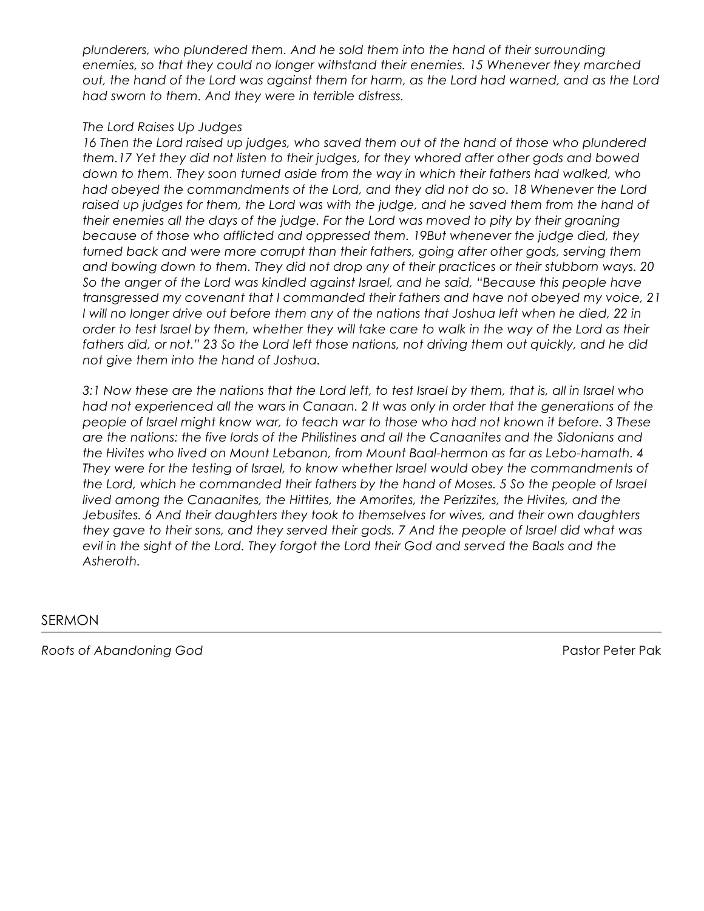*plunderers, who plundered them. And he sold them into the hand of their surrounding enemies, so that they could no longer withstand their enemies. 15 Whenever they marched out, the hand of the Lord was against them for harm, as the Lord had warned, and as the Lord had sworn to them. And they were in terrible distress.*

*The Lord Raises Up Judges*

*16 Then the Lord raised up judges, who saved them out of the hand of those who plundered them.17 Yet they did not listen to their judges, for they whored after other gods and bowed down to them. They soon turned aside from the way in which their fathers had walked, who had obeyed the commandments of the Lord, and they did not do so. 18 Whenever the Lord raised up judges for them, the Lord was with the judge, and he saved them from the hand of their enemies all the days of the judge. For the Lord was moved to pity by their groaning because of those who afflicted and oppressed them. 19But whenever the judge died, they turned back and were more corrupt than their fathers, going after other gods, serving them and bowing down to them. They did not drop any of their practices or their stubborn ways. 20 So the anger of the Lord was kindled against Israel, and he said, "Because this people have transgressed my covenant that I commanded their fathers and have not obeyed my voice, 21 I will no longer drive out before them any of the nations that Joshua left when he died, 22 in order to test Israel by them, whether they will take care to walk in the way of the Lord as their fathers did, or not." 23 So the Lord left those nations, not driving them out quickly, and he did not give them into the hand of Joshua.*

*3:1 Now these are the nations that the Lord left, to test Israel by them, that is, all in Israel who had not experienced all the wars in Canaan. 2 It was only in order that the generations of the people of Israel might know war, to teach war to those who had not known it before. 3 These are the nations: the five lords of the Philistines and all the Canaanites and the Sidonians and the Hivites who lived on Mount Lebanon, from Mount Baal-hermon as far as Lebo-hamath. 4 They were for the testing of Israel, to know whether Israel would obey the commandments of the Lord, which he commanded their fathers by the hand of Moses. 5 So the people of Israel lived among the Canaanites, the Hittites, the Amorites, the Perizzites, the Hivites, and the Jebusites. 6 And their daughters they took to themselves for wives, and their own daughters they gave to their sons, and they served their gods. 7 And the people of Israel did what was evil in the sight of the Lord. They forgot the Lord their God and served the Baals and the Asheroth.*

## SERMON

*Roots of Abandoning God* — Pastor Peter Pak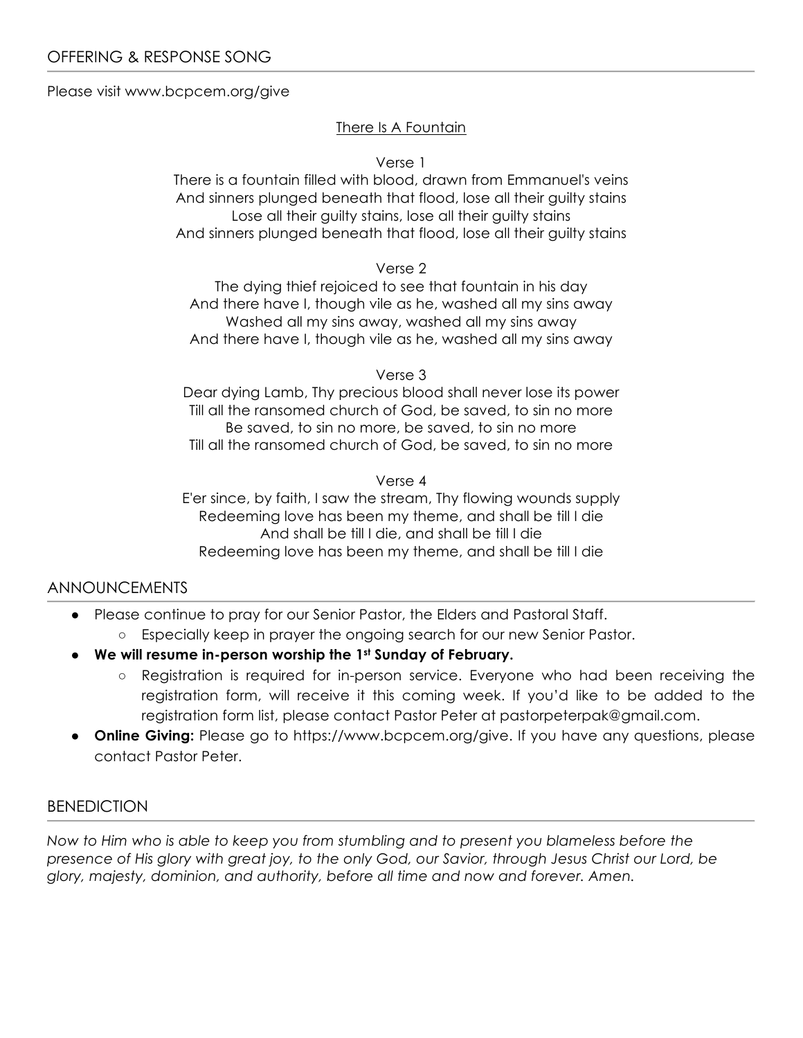## OFFERING & RESPONSE SONG

Please visit www.bcpcem.org/give

There Is A Fountain

Verse 1

There is a fountain filled with blood, drawn from Emmanuel's veins
And sinners plunged beneath that flood, lose all their guilty stains
Lose all their guilty stains, lose all their guilty stains
And sinners plunged beneath that flood, lose all their guilty stains

Verse 2

The dying thief rejoiced to see that fountain in his day
And there have I, though vile as he, washed all my sins away
Washed all my sins away, washed all my sins away
And there have I, though vile as he, washed all my sins away

Verse 3

Dear dying Lamb, Thy precious blood shall never lose its power
Till all the ransomed church of God, be saved, to sin no more
Be saved, to sin no more, be saved, to sin no more
Till all the ransomed church of God, be saved, to sin no more

Verse 4

E'er since, by faith, I saw the stream, Thy flowing wounds supply
Redeeming love has been my theme, and shall be till I die
And shall be till I die, and shall be till I die
Redeeming love has been my theme, and shall be till I die

## ANNOUNCEMENTS

- Please continue to pray for our Senior Pastor, the Elders and Pastoral Staff.
  - Especially keep in prayer the ongoing search for our new Senior Pastor.
- **We will resume in-person worship the 1st Sunday of February.**
  - Registration is required for in-person service. Everyone who had been receiving the registration form, will receive it this coming week. If you'd like to be added to the registration form list, please contact Pastor Peter at pastorpeterpak@gmail.com.
- **Online Giving:** Please go to https://www.bcpcem.org/give. If you have any questions, please contact Pastor Peter.

## BENEDICTION

*Now to Him who is able to keep you from stumbling and to present you blameless before the presence of His glory with great joy, to the only God, our Savior, through Jesus Christ our Lord, be glory, majesty, dominion, and authority, before all time and now and forever. Amen.*